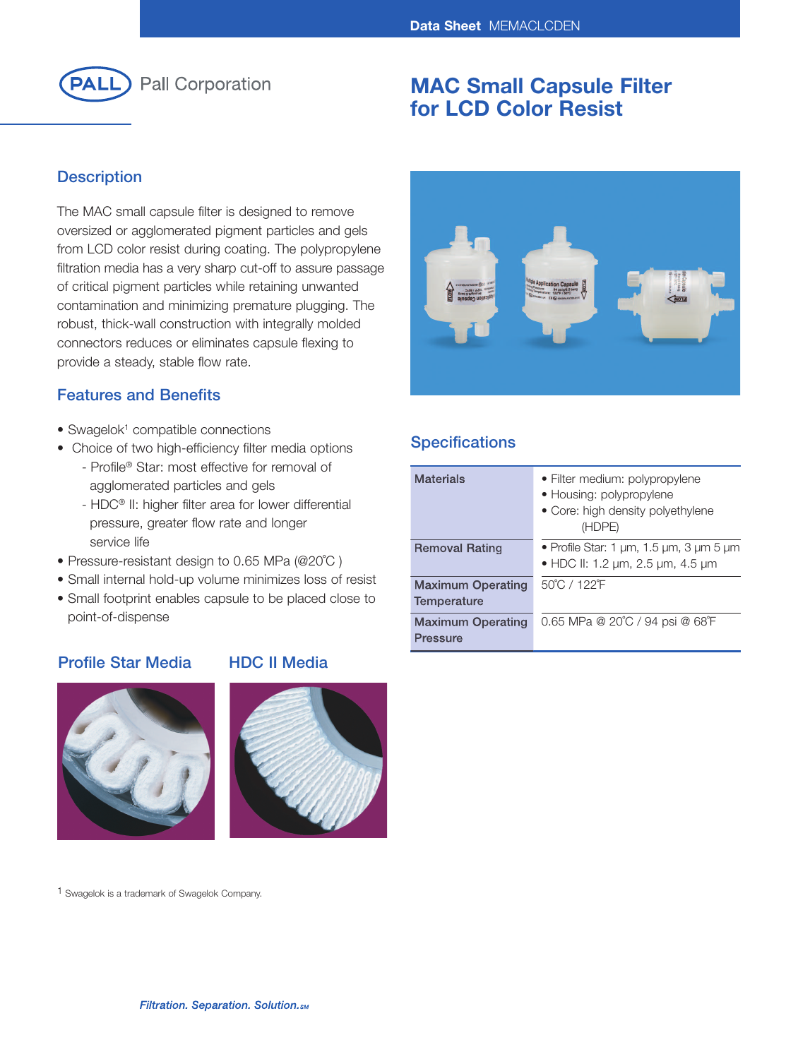Data Sheet MEMACLCDEN

Pall Corporation

# MAC Small Capsule Filter for LCD Color Resist

## Description

The MAC small capsule filter is designed to remove oversized or agglomerated pigment particles and gels from LCD color resist during coating. The polypropylene filtration media has a very sharp cut-off to assure passage of critical pigment particles while retaining unwanted contamination and minimizing premature plugging. The robust, thick-wall construction with integrally molded connectors reduces or eliminates capsule flexing to provide a steady, stable flow rate.

## Features and Benefits

- Swagelok[1] compatible connections
- Choice of two high-efficiency filter media options
  - Profile® Star: most effective for removal of agglomerated particles and gels
  - HDC® II: higher filter area for lower differential pressure, greater flow rate and longer service life
- Pressure-resistant design to 0.65 MPa (@20˚C )
- Small internal hold-up volume minimizes loss of resist
- Small footprint enables capsule to be placed close to point-of-dispense

### Profile Star Media

### HDC II Media

## Specifications

| | |
|---|---|
| **Materials** | • Filter medium: polypropylene<br>• Housing: polypropylene<br>• Core: high density polyethylene (HDPE) |
| **Removal Rating** | • Profile Star: 1 µm, 1.5 µm, 3 µm 5 µm<br>• HDC II: 1.2 µm, 2.5 µm, 4.5 µm |
| **Maximum Operating Temperature** | 50˚C / 122˚F |
| **Maximum Operating Pressure** | 0.65 MPa @ 20˚C / 94 psi @ 68˚F |

[1] Swagelok is a trademark of Swagelok Company.

*Filtration. Separation. Solution.SM*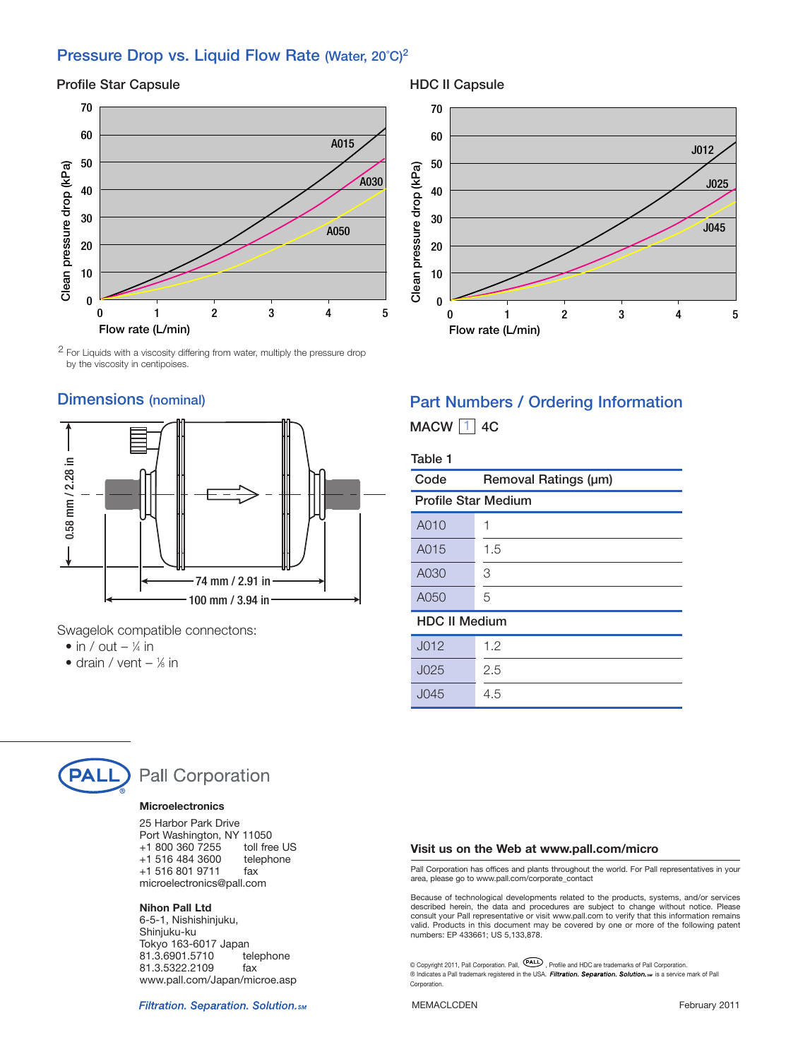## Pressure Drop vs. Liquid Flow Rate (Water, 20°C)[2]

### Profile Star Capsule

Clean pressure drop (kPa)

70
60
50
40
30
20
10
0

0 1 2 3 4 5

Flow rate (L/min)

A015
A030
A050

### HDC II Capsule

Clean pressure drop (kPa)

70
60
50
40
30
20
10
0

0 1 2 3 4 5

Flow rate (L/min)

J012
J025
J045

[2] For Liquids with a viscosity differing from water, multiply the pressure drop by the viscosity in centipoises.

## Dimensions (nominal)

0.58 mm / 2.28 in

74 mm / 2.91 in

100 mm / 3.94 in

Swagelok compatible connectons:

- in / out – ¼ in
- drain / vent – ⅛ in

## Part Numbers / Ordering Information

MACW [1] 4C

Table 1

| Code | Removal Ratings (µm) |
|---|---|
| **Profile Star Medium** | |
| A010 | 1 |
| A015 | 1.5 |
| A030 | 3 |
| A050 | 5 |
| **HDC II Medium** | |
| J012 | 1.2 |
| J025 | 2.5 |
| J045 | 4.5 |

PALL

Pall Corporation

**Microelectronics**

25 Harbor Park Drive
Port Washington, NY 11050
+1 800 360 7255 toll free US
+1 516 484 3600 telephone
+1 516 801 9711 fax
microelectronics@pall.com

**Nihon Pall Ltd**
6-5-1, Nishishinjuku,
Shinjuku-ku
Tokyo 163-6017 Japan
81.3.6901.5710 telephone
81.3.5322.2109 fax
www.pall.com/Japan/microe.asp

*Filtration. Separation. Solution.SM*

**Visit us on the Web at www.pall.com/micro**

Pall Corporation has offices and plants throughout the world. For Pall representatives in your area, please go to www.pall.com/corporate_contact

Because of technological developments related to the products, systems, and/or services described herein, the data and procedures are subject to change without notice. Please consult your Pall representative or visit www.pall.com to verify that this information remains valid. Products in this document may be covered by one or more of the following patent numbers: EP 433661; US 5,133,878.

© Copyright 2011, Pall Corporation. Pall, PALL, Profile and HDC are trademarks of Pall Corporation.
® Indicates a Pall trademark registered in the USA. *Filtration. Separation. Solution.SM* is a service mark of Pall Corporation.

MEMACLCDEN February 2011